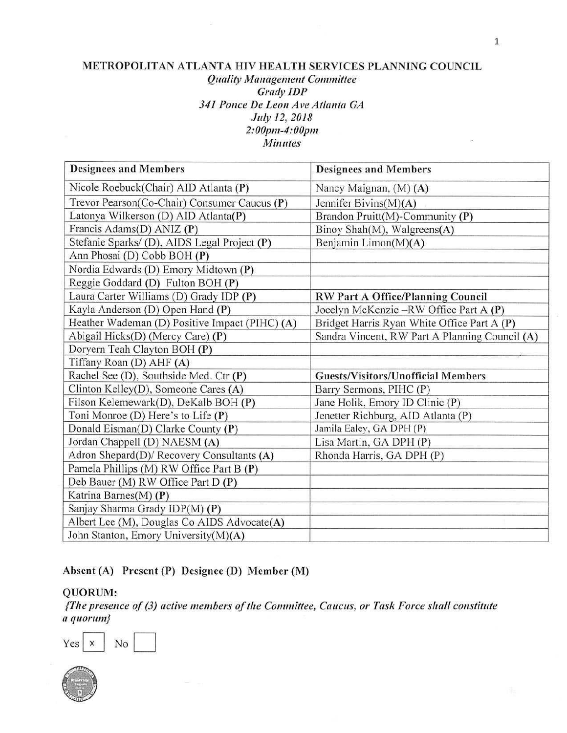# METROPOLITAN ATLANTA HIV HEALTH SERVICES PLANNING COUNCIL

*Quality Management Committee*
*Grady IDP*
*341 Ponce De Leon Ave Atlanta GA*
*July 12, 2018*
*2:00pm-4:00pm*
*Minutes*

| Designees and Members | Designees and Members |
|---|---|
| Nicole Roebuck(Chair) AID Atlanta **(P)** | Nancy Maignan, (M) **(A)** |
| Trevor Pearson(Co-Chair) Consumer Caucus **(P)** | Jennifer Bivins(M)**(A)** |
| Latonya Wilkerson (D) AID Atlanta**(P)** | Brandon Pruitt(M)-Community **(P)** |
| Francis Adams(D) ANIZ **(P)** | Binoy Shah(M), Walgreens**(A)** |
| Stefanie Sparks/ (D), AIDS Legal Project **(P)** | Benjamin Limon(M)**(A)** |
| Ann Phosai (D) Cobb BOH **(P)** | |
| Nordia Edwards (D) Emory Midtown **(P)** | |
| Reggie Goddard (D) Fulton BOH **(P)** | |
| Laura Carter Williams (D) Grady IDP **(P)** | **RW Part A Office/Planning Council** |
| Kayla Anderson (D) Open Hand **(P)** | Jocelyn McKenzie –RW Office Part A **(P)** |
| Heather Wademan (D) Positive Impact (PIHC) **(A)** | Bridget Harris Ryan White Office Part A **(P)** |
| Abigail Hicks(D) (Mercy Care) **(P)** | Sandra Vincent, RW Part A Planning Council **(A)** |
| Doryern Teah Clayton BOH **(P)** | |
| Tiffany Roan (D) AHF **(A)** | |
| Rachel See (D), Southside Med. Ctr **(P)** | **Guests/Visitors/Unofficial Members** |
| Clinton Kelley(D), Someone Cares **(A)** | Barry Sermons, PIHC (P) |
| Filson Kelemewark(D), DeKalb BOH **(P)** | Jane Holik, Emory ID Clinic (P) |
| Toni Monroe (D) Here's to Life **(P)** | Jenetter Richburg, AID Atlanta (P) |
| Donald Eisman(D) Clarke County **(P)** | Jamila Ealey, GA DPH (P) |
| Jordan Chappell (D) NAESM **(A)** | Lisa Martin, GA DPH (P) |
| Adron Shepard(D)/ Recovery Consultants **(A)** | Rhonda Harris, GA DPH (P) |
| Pamela Phillips (M) RW Office Part B **(P)** | |
| Deb Bauer (M) RW Office Part D **(P)** | |
| Katrina Barnes(M) **(P)** | |
| Sanjay Sharma Grady IDP(M) **(P)** | |
| Albert Lee (M), Douglas Co AIDS Advocate**(A)** | |
| John Stanton, Emory University(M)**(A)** | |

**Absent (A) Present (P) Designee (D) Member (M)**

**QUORUM:**

*{The presence of (3) active members of the Committee, Caucus, or Task Force shall constitute a quorum}*

Yes [x] No [ ]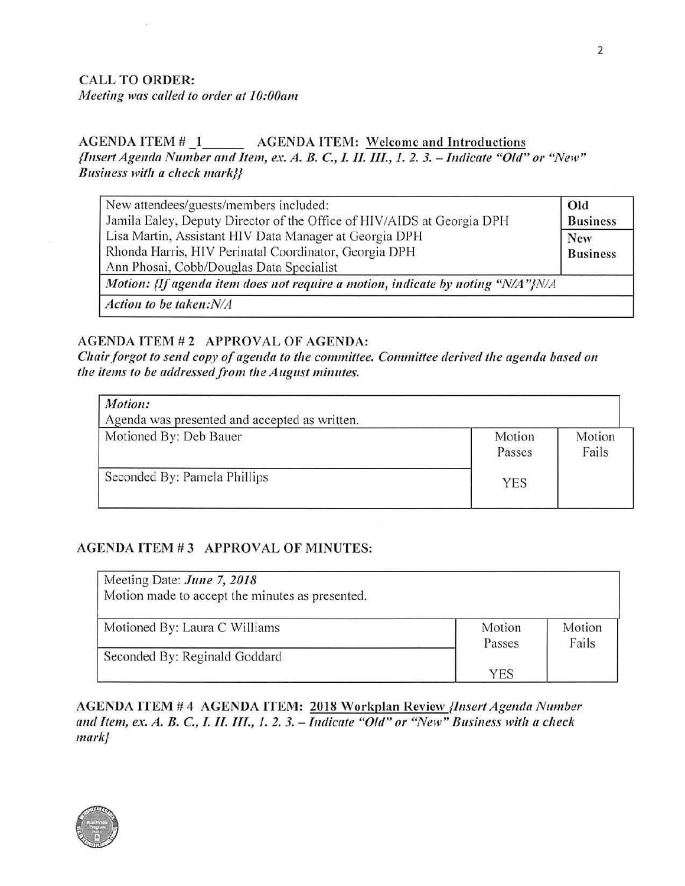**CALL TO ORDER:**
*Meeting was called to order at 10:00am*

**AGENDA ITEM # 1 AGENDA ITEM: Welcome and Introductions**
***{Insert Agenda Number and Item, ex. A. B. C., I. II. III., 1. 2. 3. – Indicate "Old" or "New" Business with a check mark}}***

| New attendees/guests/members included: Jamila Ealey, Deputy Director of the Office of HIV/AIDS at Georgia DPH Lisa Martin, Assistant HIV Data Manager at Georgia DPH Rhonda Harris, HIV Perinatal Coordinator, Georgia DPH Ann Phosai, Cobb/Douglas Data Specialist | **Old Business** / **New Business** |
|---|---|
| *Motion: {If agenda item does not require a motion, indicate by noting "N/A"}N/A* | |
| *Action to be taken:N/A* | |

**AGENDA ITEM # 2 APPROVAL OF AGENDA:**
***Chair forgot to send copy of agenda to the committee. Committee derived the agenda based on the items to be addressed from the August minutes.***

| *Motion:* Agenda was presented and accepted as written. | | |
|---|---|---|
| Motioned By: Deb Bauer | Motion Passes | Motion Fails |
| Seconded By: Pamela Phillips | YES | |

**AGENDA ITEM # 3 APPROVAL OF MINUTES:**

| Meeting Date: *June 7, 2018* Motion made to accept the minutes as presented. | | |
|---|---|---|
| Motioned By: Laura C Williams | Motion Passes | Motion Fails |
| Seconded By: Reginald Goddard | YES | |

**AGENDA ITEM # 4 AGENDA ITEM: 2018 Workplan Review** ***{Insert Agenda Number and Item, ex. A. B. C., I. II. III., 1. 2. 3. – Indicate "Old" or "New" Business with a check mark}***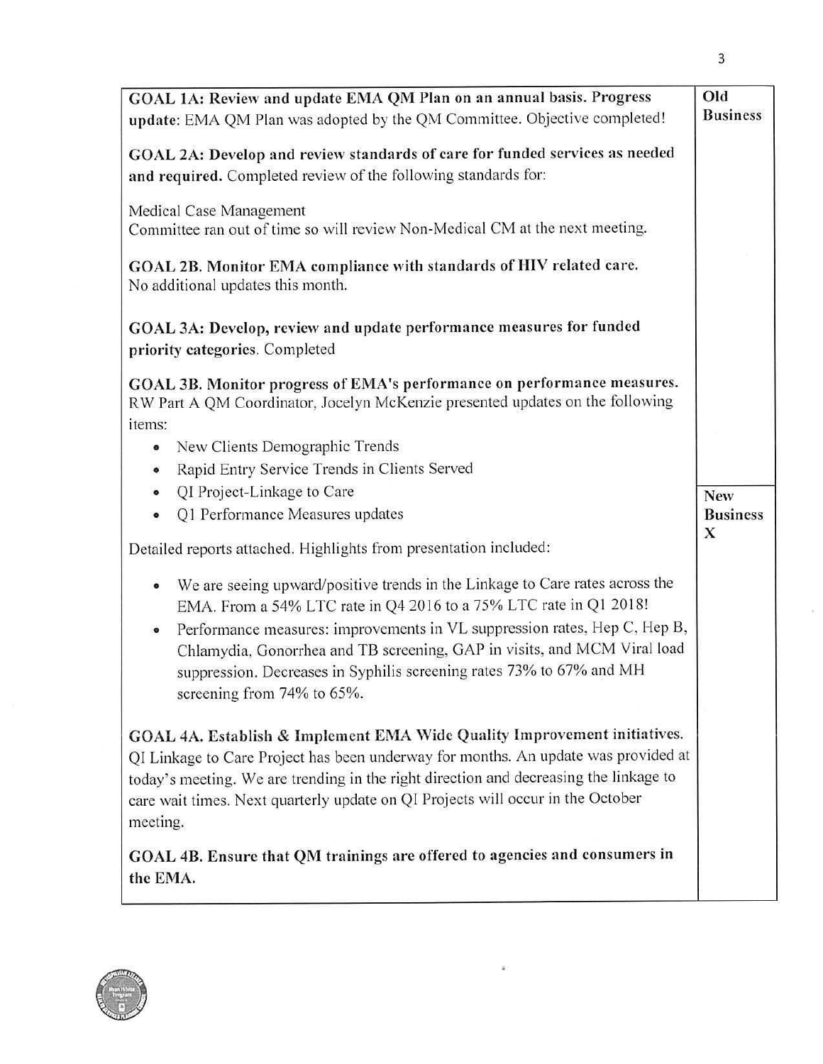| | |
|---|---|
| **GOAL 1A: Review and update EMA QM Plan on an annual basis. Progress update**: EMA QM Plan was adopted by the QM Committee. Objective completed!<br><br>**GOAL 2A: Develop and review standards of care for funded services as needed and required.** Completed review of the following standards for:<br><br>Medical Case Management<br>Committee ran out of time so will review Non-Medical CM at the next meeting.<br><br>**GOAL 2B. Monitor EMA compliance with standards of HIV related care.**<br>No additional updates this month.<br><br>**GOAL 3A: Develop, review and update performance measures for funded priority categories.** Completed<br><br>**GOAL 3B. Monitor progress of EMA's performance on performance measures.** RW Part A QM Coordinator, Jocelyn McKenzie presented updates on the following items:<br>• New Clients Demographic Trends<br>• Rapid Entry Service Trends in Clients Served<br>• QI Project-Linkage to Care<br>• Q1 Performance Measures updates<br><br>Detailed reports attached. Highlights from presentation included:<br><br>• We are seeing upward/positive trends in the Linkage to Care rates across the EMA. From a 54% LTC rate in Q4 2016 to a 75% LTC rate in Q1 2018!<br>• Performance measures: improvements in VL suppression rates, Hep C, Hep B, Chlamydia, Gonorrhea and TB screening, GAP in visits, and MCM Viral load suppression. Decreases in Syphilis screening rates 73% to 67% and MH screening from 74% to 65%.<br><br>**GOAL 4A. Establish & Implement EMA Wide Quality Improvement initiatives.** QI Linkage to Care Project has been underway for months. An update was provided at today's meeting. We are trending in the right direction and decreasing the linkage to care wait times. Next quarterly update on QI Projects will occur in the October meeting.<br><br>**GOAL 4B. Ensure that QM trainings are offered to agencies and consumers in the EMA.** | **Old Business**<br><br><br><br><br><br><br><br><br><br><br><br><br><br><br><br><br><br>**New Business X** |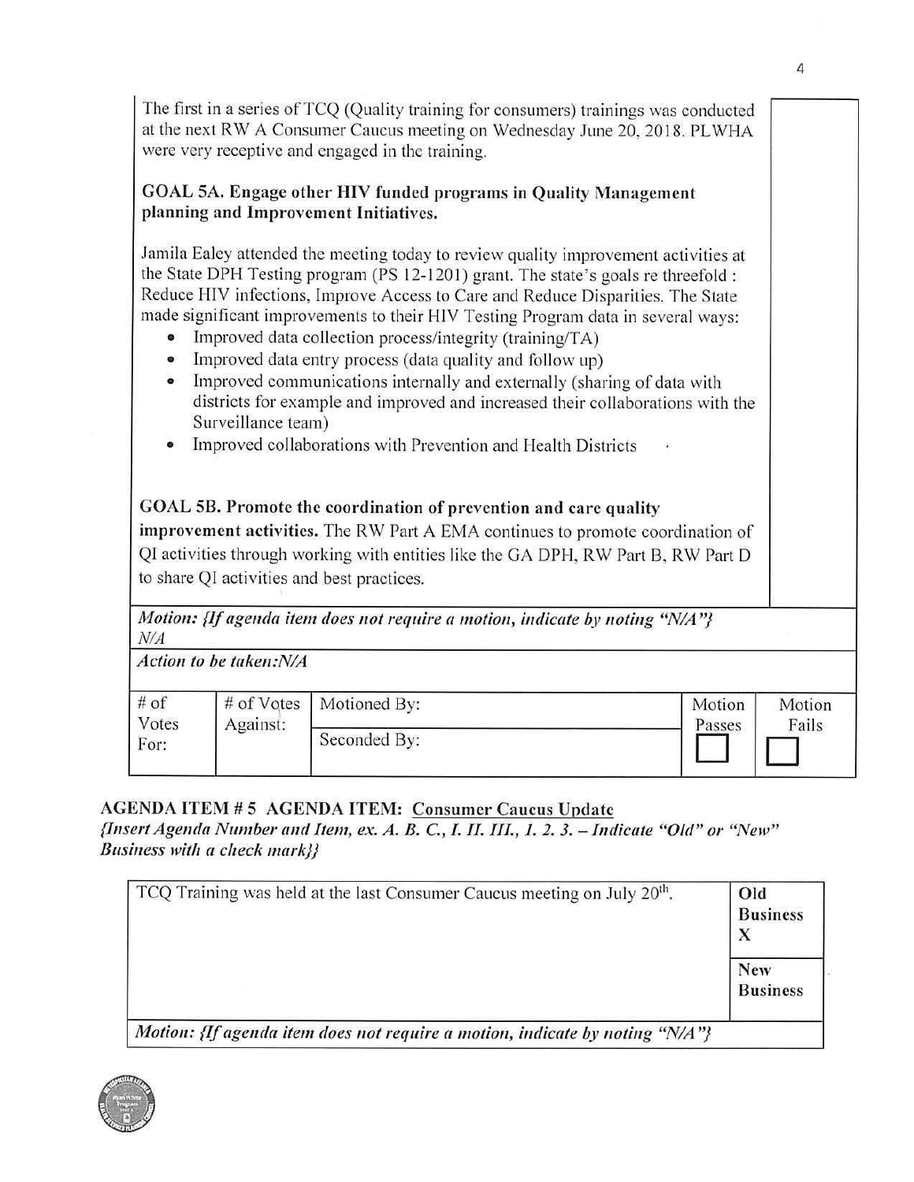The first in a series of TCQ (Quality training for consumers) trainings was conducted at the next RW A Consumer Caucus meeting on Wednesday June 20, 2018. PLWHA were very receptive and engaged in the training.

**GOAL 5A. Engage other HIV funded programs in Quality Management planning and Improvement Initiatives.**

Jamila Ealey attended the meeting today to review quality improvement activities at the State DPH Testing program (PS 12-1201) grant. The state's goals re threefold : Reduce HIV infections, Improve Access to Care and Reduce Disparities. The State made significant improvements to their HIV Testing Program data in several ways:

- Improved data collection process/integrity (training/TA)
- Improved data entry process (data quality and follow up)
- Improved communications internally and externally (sharing of data with districts for example and improved and increased their collaborations with the Surveillance team)
- Improved collaborations with Prevention and Health Districts

**GOAL 5B. Promote the coordination of prevention and care quality improvement activities.** The RW Part A EMA continues to promote coordination of QI activities through working with entities like the GA DPH, RW Part B, RW Part D to share QI activities and best practices.

*Motion: {If agenda item does not require a motion, indicate by noting "N/A"}*
*N/A*

*Action to be taken:N/A*

| # of Votes For: | # of Votes Against: | Motioned By: / Seconded By: | Motion Passes ☐ | Motion Fails ☐ |
|---|---|---|---|---|
| | | | | |

**AGENDA ITEM # 5 AGENDA ITEM: Consumer Caucus Update**
*{Insert Agenda Number and Item, ex. A. B. C., I. II. III., 1. 2. 3. – Indicate "Old" or "New" Business with a check mark}}*

| | |
|---|---|
| TCQ Training was held at the last Consumer Caucus meeting on July 20th. | **Old Business** X |
| | **New Business** |

*Motion: {If agenda item does not require a motion, indicate by noting "N/A"}*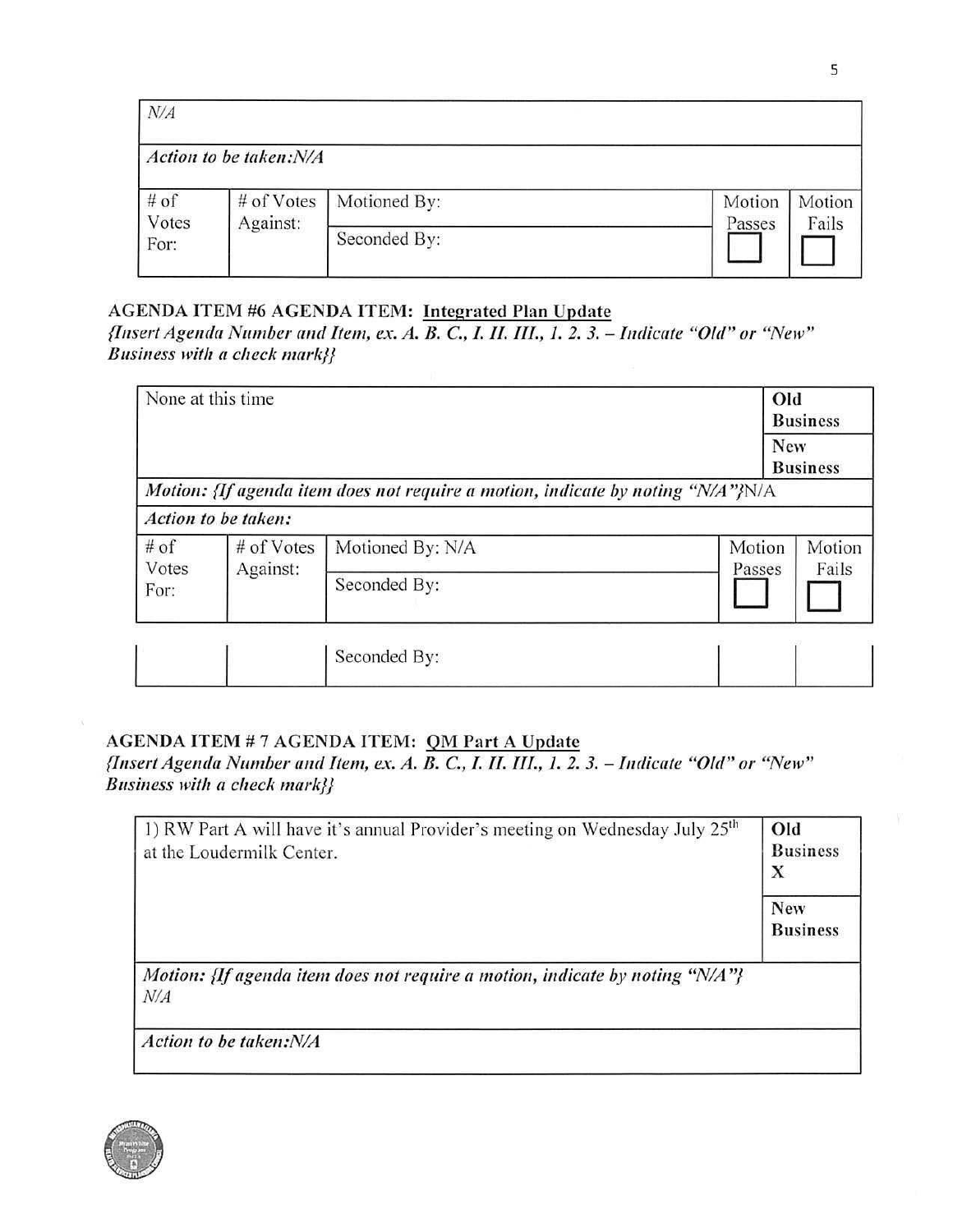| | | | | |
|---|---|---|---|---|
| *N/A* | | | | |
| *Action to be taken:N/A* | | | | |
| # of Votes For: | # of Votes Against: | Motioned By: | Motion Passes ☐ | Motion Fails ☐ |
| | | Seconded By: | | |

**AGENDA ITEM #6 AGENDA ITEM: Integrated Plan Update**

***{Insert Agenda Number and Item, ex. A. B. C., I. II. III., 1. 2. 3. – Indicate "Old" or "New" Business with a check mark}}***

| | | | | |
|---|---|---|---|---|
| None at this time | | | | **Old Business** |
| | | | | **New Business** |
| ***Motion: {If agenda item does not require a motion, indicate by noting "N/A"}***N/A | | | | |
| ***Action to be taken:*** | | | | |
| # of Votes For: | # of Votes Against: | Motioned By: N/A | Motion Passes ☐ | Motion Fails ☐ |
| | | Seconded By: | | |
| | | Seconded By: | | |

**AGENDA ITEM # 7 AGENDA ITEM: QM Part A Update**

***{Insert Agenda Number and Item, ex. A. B. C., I. II. III., 1. 2. 3. – Indicate "Old" or "New" Business with a check mark}}***

| | |
|---|---|
| 1) RW Part A will have it's annual Provider's meeting on Wednesday July 25th at the Loudermilk Center. | **Old Business X** |
| | **New Business** |
| ***Motion: {If agenda item does not require a motion, indicate by noting "N/A"}*** *N/A* | |
| ***Action to be taken:N/A*** | |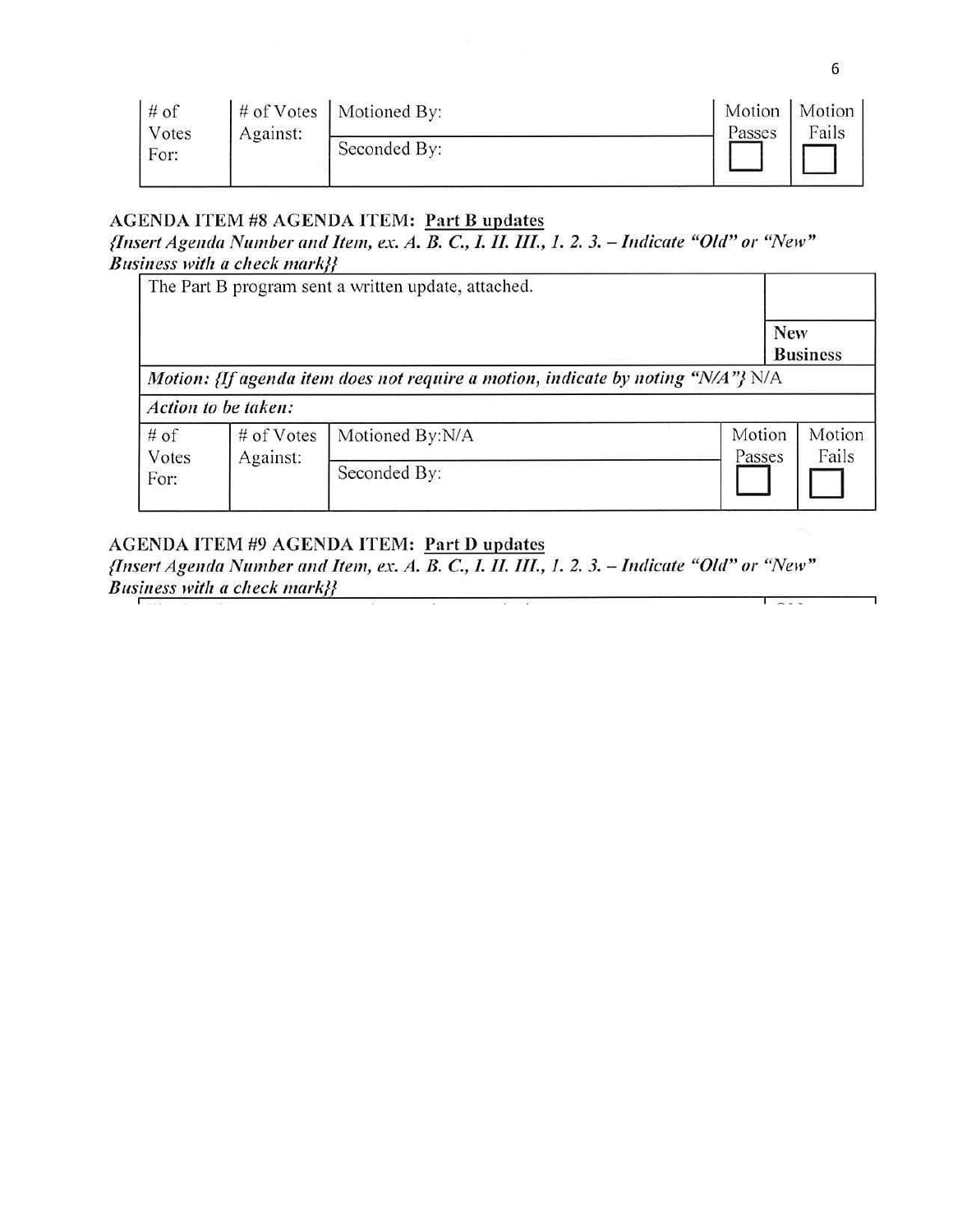| # of Votes For: | # of Votes Against: | Motioned By: | Motion Passes | Motion Fails |
|---|---|---|---|---|
| | | Seconded By: | ☐ | ☐ |

**AGENDA ITEM #8 AGENDA ITEM: Part B updates**

***{Insert Agenda Number and Item, ex. A. B. C., I. II. III., 1. 2. 3. – Indicate "Old" or "New" Business with a check mark}***

| | |
|---|---|
| The Part B program sent a written update, attached. | |
| | **New Business** |
| ***Motion: {If agenda item does not require a motion, indicate by noting "N/A"}*** N/A | |
| ***Action to be taken:*** | |

| # of Votes For: | # of Votes Against: | Motioned By:N/A | Motion Passes | Motion Fails |
|---|---|---|---|---|
| | | Seconded By: | ☐ | ☐ |

**AGENDA ITEM #9 AGENDA ITEM: Part D updates**

***{Insert Agenda Number and Item, ex. A. B. C., I. II. III., 1. 2. 3. – Indicate "Old" or "New" Business with a check mark}***